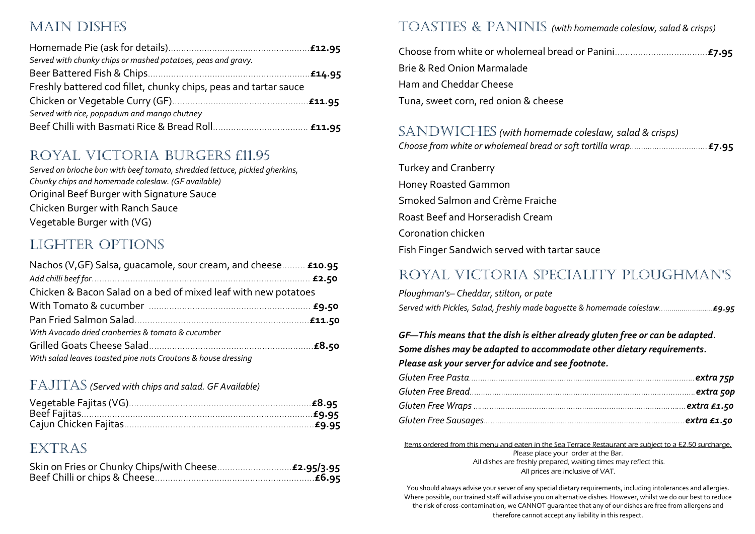# MAIN DISHES

Homemade Pie (ask for details)....... **£12.95**
*Served with chunky chips or mashed potatoes, peas and gravy.*

Beer Battered Fish & Chips....... **£14.95**
Freshly battered cod fillet, chunky chips, peas and tartar sauce

Chicken or Vegetable Curry (GF)....... **£11.95**
*Served with rice, poppadum and mango chutney*

Beef Chilli with Basmati Rice & Bread Roll....... **£11.95**

# ROYAL VICTORIA BURGERS £11.95

*Served on brioche bun with beef tomato, shredded lettuce, pickled gherkins, Chunky chips and homemade coleslaw. (GF available)*

Original Beef Burger with Signature Sauce
Chicken Burger with Ranch Sauce
Vegetable Burger with (VG)

# LIGHTER OPTIONS

Nachos (V,GF) Salsa, guacamole, sour cream, and cheese....... **£10.95**
*Add chilli beef for*....... **£2.50**

Chicken & Bacon Salad on a bed of mixed leaf with new potatoes
With Tomato & cucumber ....... **£9.50**

Pan Fried Salmon Salad....... **£11.50**
*With Avocado dried cranberries & tomato & cucumber*

Grilled Goats Cheese Salad....... **£8.50**
*With salad leaves toasted pine nuts Croutons & house dressing*

# FAJITAS *(Served with chips and salad. GF Available)*

Vegetable Fajitas (VG)....... **£8.95**
Beef Fajitas....... **£9.95**
Cajun Chicken Fajitas....... **£9.95**

# EXTRAS

Skin on Fries or Chunky Chips/with Cheese....... **£2.95/3.95**
Beef Chilli or chips & Cheese....... **£6.95**

# TOASTIES & PANINIS *(with homemade coleslaw, salad & crisps)*

Choose from white or wholemeal bread or Panini....... **£7.95**
Brie & Red Onion Marmalade
Ham and Cheddar Cheese
Tuna, sweet corn, red onion & cheese

# SANDWICHES *(with homemade coleslaw, salad & crisps)*

*Choose from white or wholemeal bread or soft tortilla wrap*....... **£7.95**

Turkey and Cranberry
Honey Roasted Gammon
Smoked Salmon and Crème Fraiche
Roast Beef and Horseradish Cream
Coronation chicken
Fish Finger Sandwich served with tartar sauce

# ROYAL VICTORIA SPECIALITY PLOUGHMAN'S

*Ploughman's– Cheddar, stilton, or pate*
*Served with Pickles, Salad, freshly made baguette & homemade coleslaw*....... ***£9.95***

***GF—This means that the dish is either already gluten free or can be adapted. Some dishes may be adapted to accommodate other dietary requirements. Please ask your server for advice and see footnote.***

*Gluten Free Pasta*....... ***extra 75p***
*Gluten Free Bread*....... ***extra 50p***
*Gluten Free Wraps* ....... ***extra £1.50***
*Gluten Free Sausages*....... ***extra £1.50***

Items ordered from this menu and eaten in the Sea Terrace Restaurant are subject to a £2.50 surcharge.
Please place your order at the Bar.
All dishes are freshly prepared, waiting times may reflect this.
All prices are inclusive of VAT.

You should always advise your server of any special dietary requirements, including intolerances and allergies. Where possible, our trained staff will advise you on alternative dishes. However, whilst we do our best to reduce the risk of cross-contamination, we CANNOT guarantee that any of our dishes are free from allergens and therefore cannot accept any liability in this respect.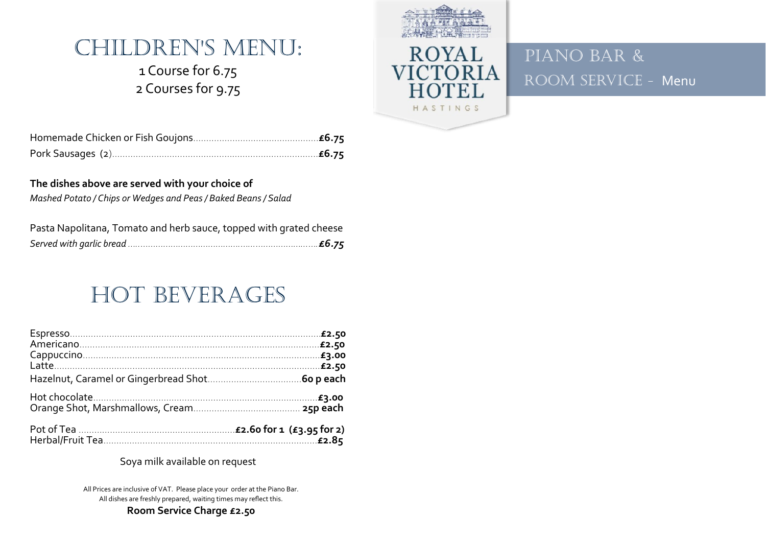# CHILDREN'S MENU:

1 Course for 6.75
2 Courses for 9.75

Homemade Chicken or Fish Goujons................................................**£6.75**
Pork Sausages (2)...............................................................................**£6.75**

**The dishes above are served with your choice of**
*Mashed Potato / Chips or Wedges and Peas / Baked Beans / Salad*

Pasta Napolitana, Tomato and herb sauce, topped with grated cheese
*Served with garlic bread ..........................................................................**£6.75***

# HOT BEVERAGES

Espresso...............................................................................................**£2.50**
Americano...........................................................................................**£2.50**
Cappuccino..........................................................................................**£3.00**
Latte.....................................................................................................**£2.50**
Hazelnut, Caramel or Gingerbread Shot...................................**60 p each**

Hot chocolate.....................................................................................**£3.00**
Orange Shot, Marshmallows, Cream......................................... **25p each**

Pot of Tea ...........................................................**£2.60 for 1 (£3.95 for 2)**
Herbal/Fruit Tea.................................................................................**£2.85**

Soya milk available on request

All Prices are inclusive of VAT. Please place your order at the Piano Bar.
All dishes are freshly prepared, waiting times may reflect this.

**Room Service Charge £2.50**

ROYAL VICTORIA HOTEL
HASTINGS

## PIANO BAR & ROOM SERVICE - Menu